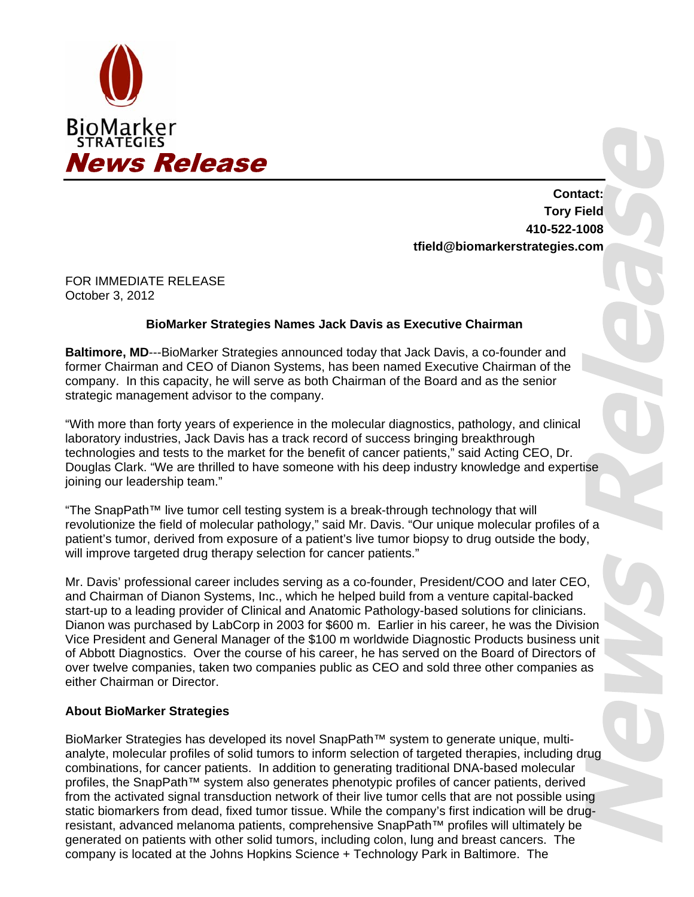BioMarker STRATEGIES

# News Release

**Contact:**
**Tory Field**
**410-522-1008**
**tfield@biomarkerstrategies.com**

FOR IMMEDIATE RELEASE
October 3, 2012

## BioMarker Strategies Names Jack Davis as Executive Chairman

**Baltimore, MD**---BioMarker Strategies announced today that Jack Davis, a co-founder and former Chairman and CEO of Dianon Systems, has been named Executive Chairman of the company. In this capacity, he will serve as both Chairman of the Board and as the senior strategic management advisor to the company.

"With more than forty years of experience in the molecular diagnostics, pathology, and clinical laboratory industries, Jack Davis has a track record of success bringing breakthrough technologies and tests to the market for the benefit of cancer patients," said Acting CEO, Dr. Douglas Clark. "We are thrilled to have someone with his deep industry knowledge and expertise joining our leadership team."

"The SnapPath™ live tumor cell testing system is a break-through technology that will revolutionize the field of molecular pathology," said Mr. Davis. "Our unique molecular profiles of a patient's tumor, derived from exposure of a patient's live tumor biopsy to drug outside the body, will improve targeted drug therapy selection for cancer patients."

Mr. Davis' professional career includes serving as a co-founder, President/COO and later CEO, and Chairman of Dianon Systems, Inc., which he helped build from a venture capital-backed start-up to a leading provider of Clinical and Anatomic Pathology-based solutions for clinicians. Dianon was purchased by LabCorp in 2003 for $600 m. Earlier in his career, he was the Division Vice President and General Manager of the $100 m worldwide Diagnostic Products business unit of Abbott Diagnostics. Over the course of his career, he has served on the Board of Directors of over twelve companies, taken two companies public as CEO and sold three other companies as either Chairman or Director.

### About BioMarker Strategies

BioMarker Strategies has developed its novel SnapPath™ system to generate unique, multi-analyte, molecular profiles of solid tumors to inform selection of targeted therapies, including drug combinations, for cancer patients. In addition to generating traditional DNA-based molecular profiles, the SnapPath™ system also generates phenotypic profiles of cancer patients, derived from the activated signal transduction network of their live tumor cells that are not possible using static biomarkers from dead, fixed tumor tissue. While the company's first indication will be drug-resistant, advanced melanoma patients, comprehensive SnapPath™ profiles will ultimately be generated on patients with other solid tumors, including colon, lung and breast cancers. The company is located at the Johns Hopkins Science + Technology Park in Baltimore. The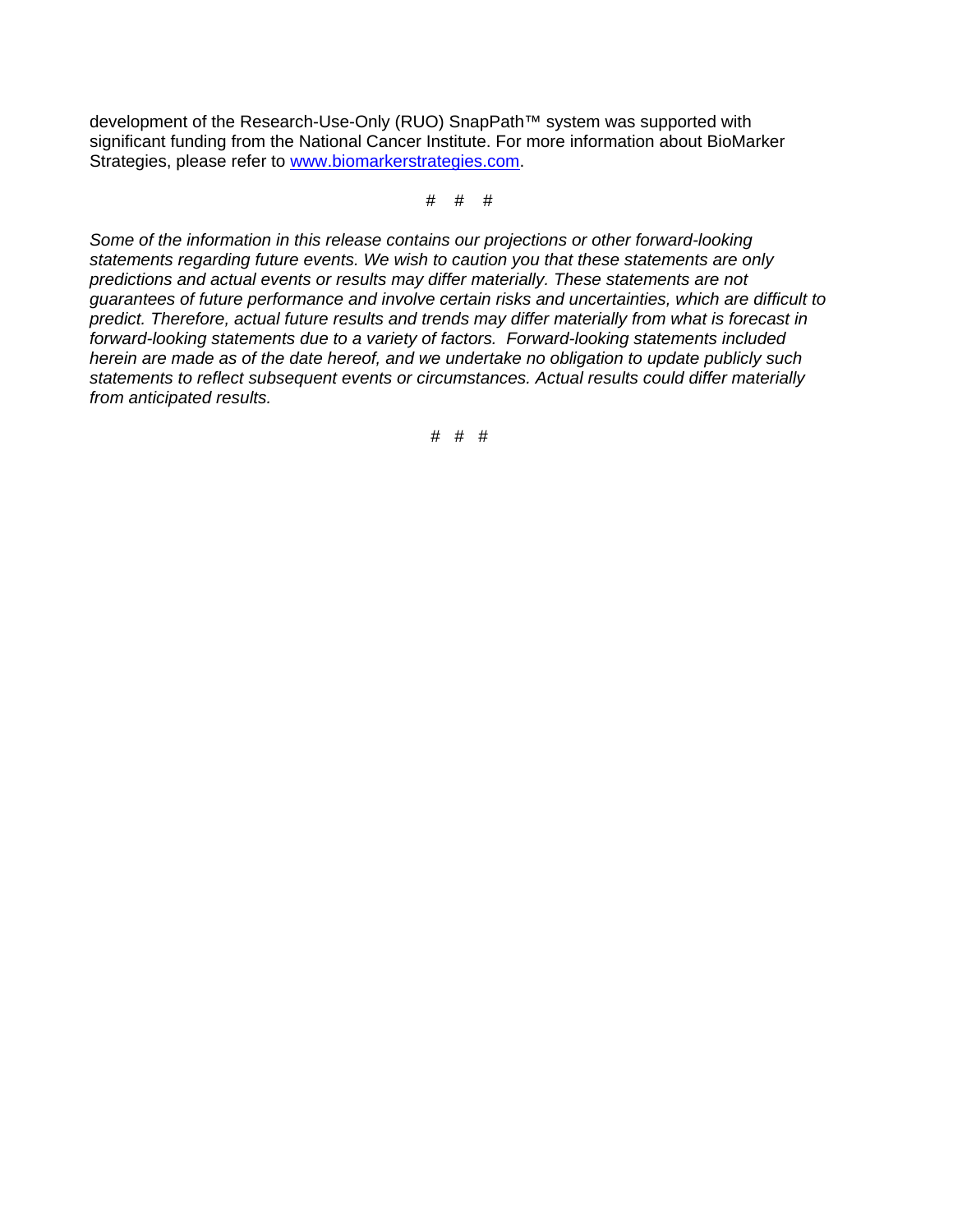development of the Research-Use-Only (RUO) SnapPath™ system was supported with significant funding from the National Cancer Institute. For more information about BioMarker Strategies, please refer to [www.biomarkerstrategies.com](http://www.biomarkerstrategies.com).

# # #

*Some of the information in this release contains our projections or other forward-looking statements regarding future events. We wish to caution you that these statements are only predictions and actual events or results may differ materially. These statements are not guarantees of future performance and involve certain risks and uncertainties, which are difficult to predict. Therefore, actual future results and trends may differ materially from what is forecast in forward-looking statements due to a variety of factors. Forward-looking statements included herein are made as of the date hereof, and we undertake no obligation to update publicly such statements to reflect subsequent events or circumstances. Actual results could differ materially from anticipated results.*

# # #